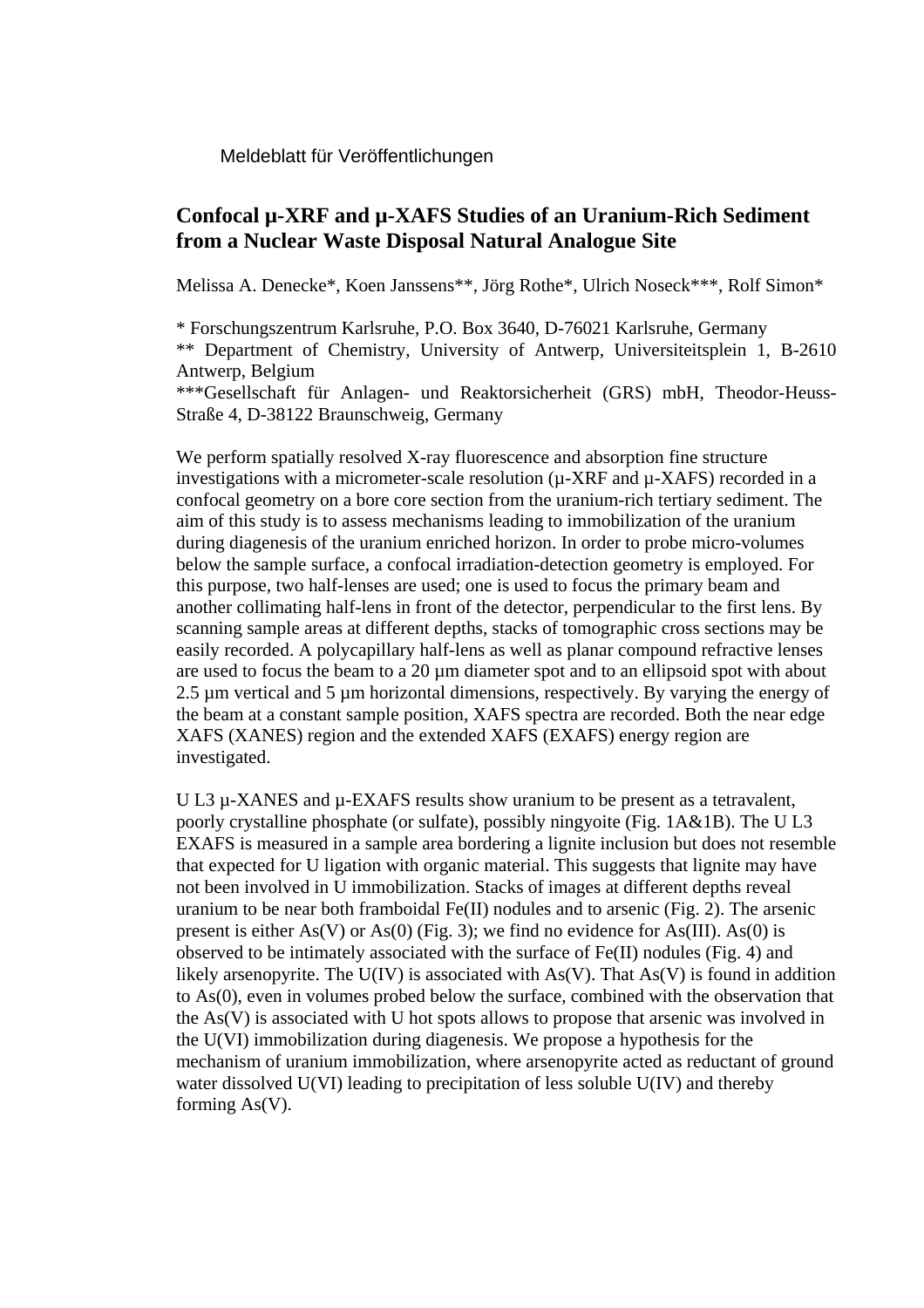Meldeblatt für Veröffentlichungen

# Confocal µ-XRF and µ-XAFS Studies of an Uranium-Rich Sediment from a Nuclear Waste Disposal Natural Analogue Site

Melissa A. Denecke*, Koen Janssens**, Jörg Rothe*, Ulrich Noseck***, Rolf Simon*

* Forschungszentrum Karlsruhe, P.O. Box 3640, D-76021 Karlsruhe, Germany
** Department of Chemistry, University of Antwerp, Universiteitsplein 1, B-2610 Antwerp, Belgium
***Gesellschaft für Anlagen- und Reaktorsicherheit (GRS) mbH, Theodor-Heuss-Straße 4, D-38122 Braunschweig, Germany

We perform spatially resolved X-ray fluorescence and absorption fine structure investigations with a micrometer-scale resolution (µ-XRF and µ-XAFS) recorded in a confocal geometry on a bore core section from the uranium-rich tertiary sediment. The aim of this study is to assess mechanisms leading to immobilization of the uranium during diagenesis of the uranium enriched horizon. In order to probe micro-volumes below the sample surface, a confocal irradiation-detection geometry is employed. For this purpose, two half-lenses are used; one is used to focus the primary beam and another collimating half-lens in front of the detector, perpendicular to the first lens. By scanning sample areas at different depths, stacks of tomographic cross sections may be easily recorded. A polycapillary half-lens as well as planar compound refractive lenses are used to focus the beam to a 20 µm diameter spot and to an ellipsoid spot with about 2.5 µm vertical and 5 µm horizontal dimensions, respectively. By varying the energy of the beam at a constant sample position, XAFS spectra are recorded. Both the near edge XAFS (XANES) region and the extended XAFS (EXAFS) energy region are investigated.

U L3 µ-XANES and µ-EXAFS results show uranium to be present as a tetravalent, poorly crystalline phosphate (or sulfate), possibly ningyoite (Fig. 1A&1B). The U L3 EXAFS is measured in a sample area bordering a lignite inclusion but does not resemble that expected for U ligation with organic material. This suggests that lignite may have not been involved in U immobilization. Stacks of images at different depths reveal uranium to be near both framboidal Fe(II) nodules and to arsenic (Fig. 2). The arsenic present is either As(V) or As(0) (Fig. 3); we find no evidence for As(III). As(0) is observed to be intimately associated with the surface of Fe(II) nodules (Fig. 4) and likely arsenopyrite. The U(IV) is associated with As(V). That As(V) is found in addition to As(0), even in volumes probed below the surface, combined with the observation that the As(V) is associated with U hot spots allows to propose that arsenic was involved in the U(VI) immobilization during diagenesis. We propose a hypothesis for the mechanism of uranium immobilization, where arsenopyrite acted as reductant of ground water dissolved U(VI) leading to precipitation of less soluble U(IV) and thereby forming As(V).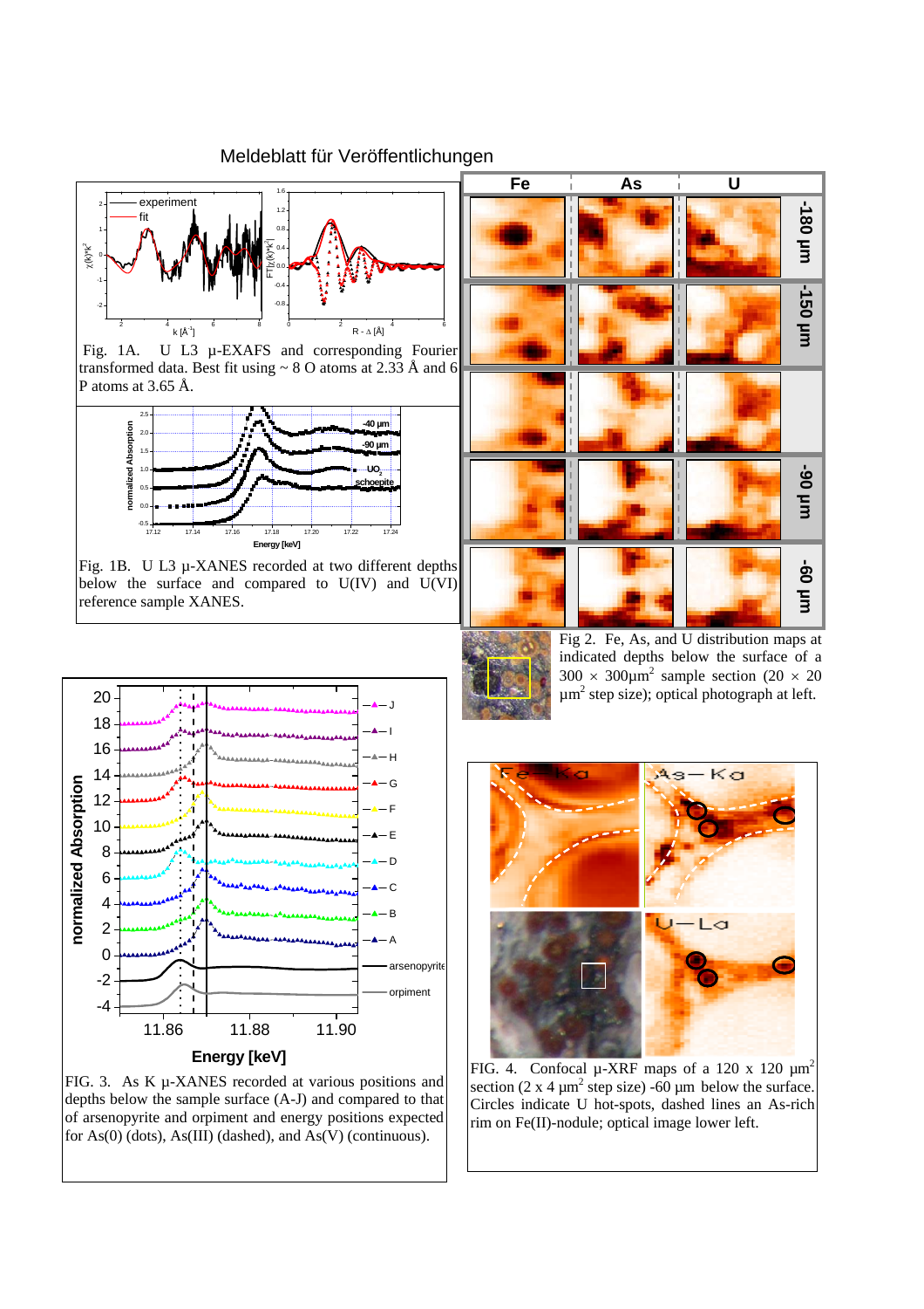Meldeblatt für Veröffentlichungen

experiment
fit

$\chi(k)*k^2$

k [Å$^{-1}$]

FT[$\chi(k)*k^2$]

R - Δ [Å]

Fig. 1A. U L3 μ-EXAFS and corresponding Fourier transformed data. Best fit using ~ 8 O atoms at 2.33 Å and 6 P atoms at 3.65 Å.

normalized Absorption

Energy [keV]

-40 μm
-90 μm
$UO_2$
schoepite

Fig. 1B. U L3 μ-XANES recorded at two different depths below the surface and compared to U(IV) and U(VI) reference sample XANES.

Fe As U

-180 μm
-150 μm
-90 μm
-60 μm

Fig 2. Fe, As, and U distribution maps at indicated depths below the surface of a 300 × 300μm$^2$ sample section (20 × 20 μm$^2$ step size); optical photograph at left.

normalized Absorption

Energy [keV]

J
I
H
G
F
E
D
C
B
A
arsenopyrite
orpiment

FIG. 3. As K μ-XANES recorded at various positions and depths below the sample surface (A-J) and compared to that of arsenopyrite and orpiment and energy positions expected for As(0) (dots), As(III) (dashed), and As(V) (continuous).

Fe—Kα
As—Kα
U—Lα

FIG. 4. Confocal μ-XRF maps of a 120 x 120 μm$^2$ section (2 x 4 μm$^2$ step size) -60 μm below the surface. Circles indicate U hot-spots, dashed lines an As-rich rim on Fe(II)-nodule; optical image lower left.